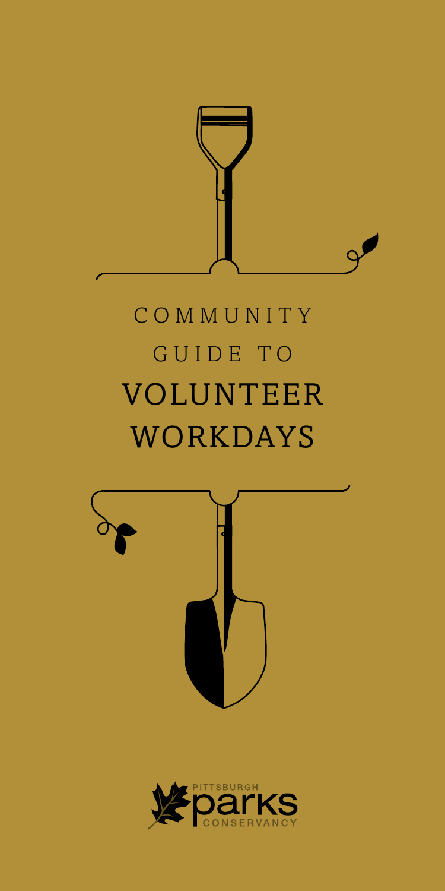# COMMUNITY GUIDE TO VOLUNTEER WORKDAYS

PITTSBURGH parks CONSERVANCY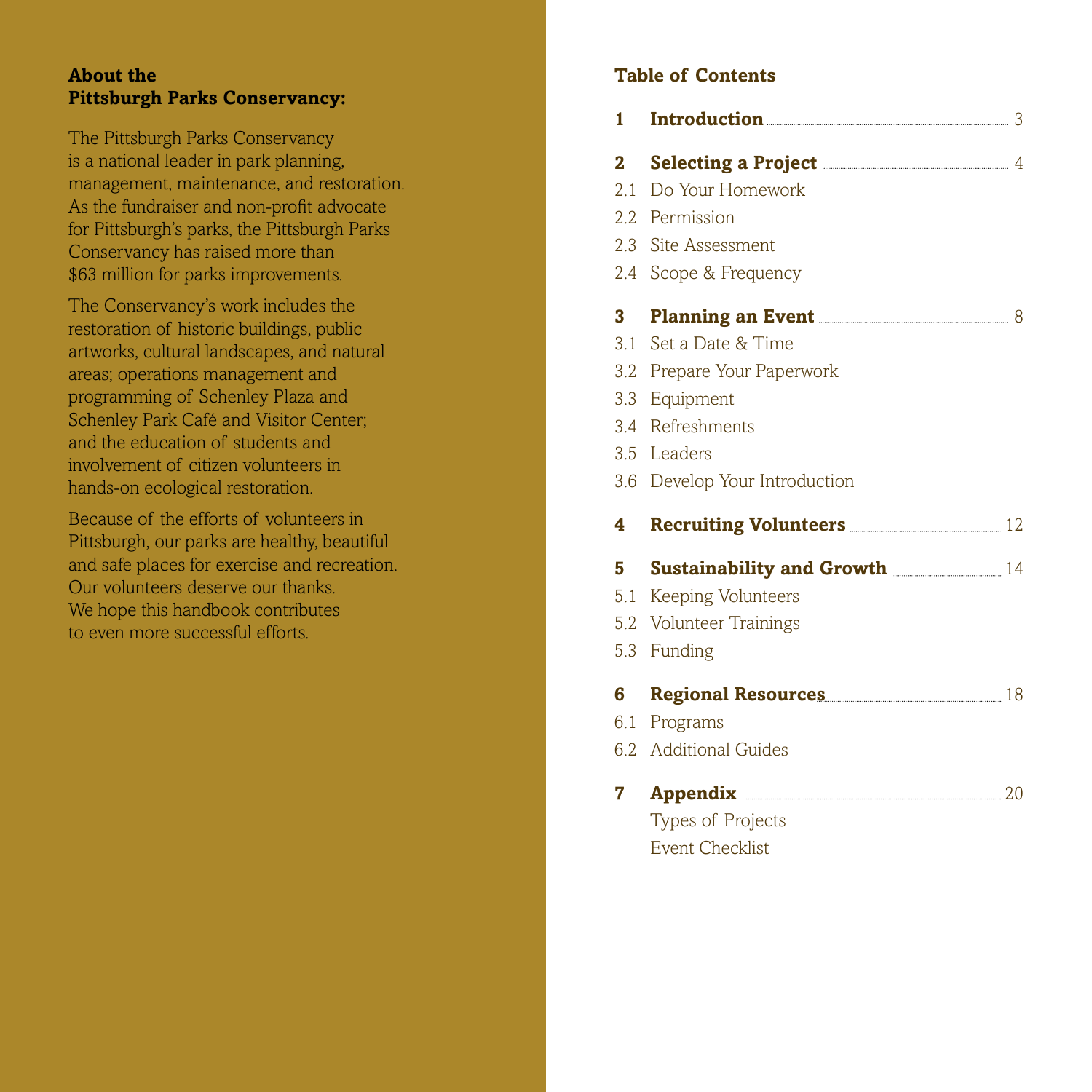## About the Pittsburgh Parks Conservancy:

The Pittsburgh Parks Conservancy is a national leader in park planning, management, maintenance, and restoration. As the fundraiser and non-profit advocate for Pittsburgh's parks, the Pittsburgh Parks Conservancy has raised more than $63 million for parks improvements.

The Conservancy's work includes the restoration of historic buildings, public artworks, cultural landscapes, and natural areas; operations management and programming of Schenley Plaza and Schenley Park Café and Visitor Center; and the education of students and involvement of citizen volunteers in hands-on ecological restoration.

Because of the efforts of volunteers in Pittsburgh, our parks are healthy, beautiful and safe places for exercise and recreation. Our volunteers deserve our thanks. We hope this handbook contributes to even more successful efforts.

## Table of Contents

**1 Introduction** .......... 3

**2 Selecting a Project** .......... 4

- 2.1 Do Your Homework
- 2.2 Permission
- 2.3 Site Assessment
- 2.4 Scope & Frequency

**3 Planning an Event** .......... 8

- 3.1 Set a Date & Time
- 3.2 Prepare Your Paperwork
- 3.3 Equipment
- 3.4 Refreshments
- 3.5 Leaders
- 3.6 Develop Your Introduction

**4 Recruiting Volunteers** .......... 12

**5 Sustainability and Growth** .......... 14

- 5.1 Keeping Volunteers
- 5.2 Volunteer Trainings
- 5.3 Funding

**6 Regional Resources** .......... 18

- 6.1 Programs
- 6.2 Additional Guides

**7 Appendix** .......... 20

- Types of Projects
- Event Checklist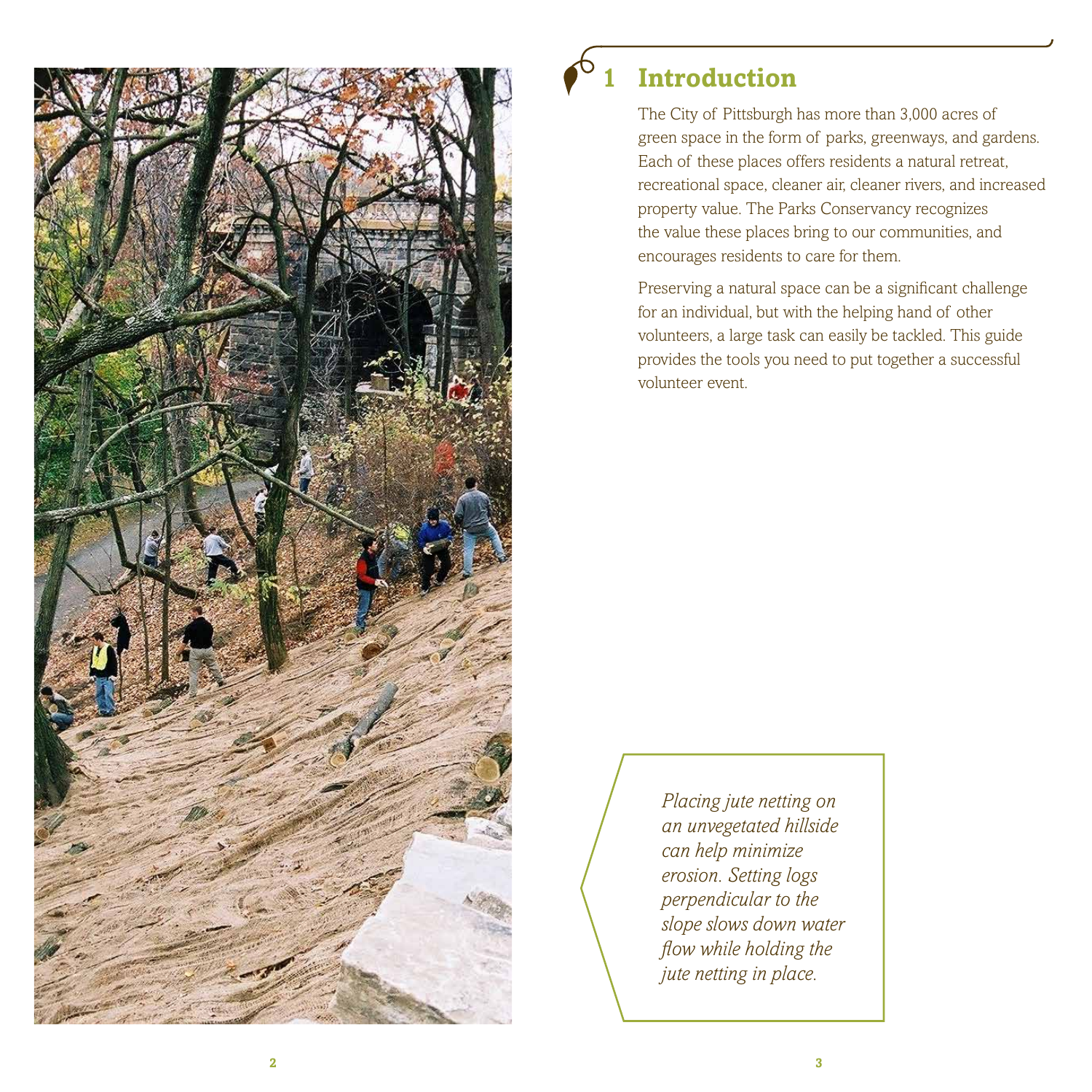# 1 Introduction

The City of Pittsburgh has more than 3,000 acres of green space in the form of parks, greenways, and gardens. Each of these places offers residents a natural retreat, recreational space, cleaner air, cleaner rivers, and increased property value. The Parks Conservancy recognizes the value these places bring to our communities, and encourages residents to care for them.

Preserving a natural space can be a significant challenge for an individual, but with the helping hand of other volunteers, a large task can easily be tackled. This guide provides the tools you need to put together a successful volunteer event.

*Placing jute netting on an unvegetated hillside can help minimize erosion. Setting logs perpendicular to the slope slows down water flow while holding the jute netting in place.*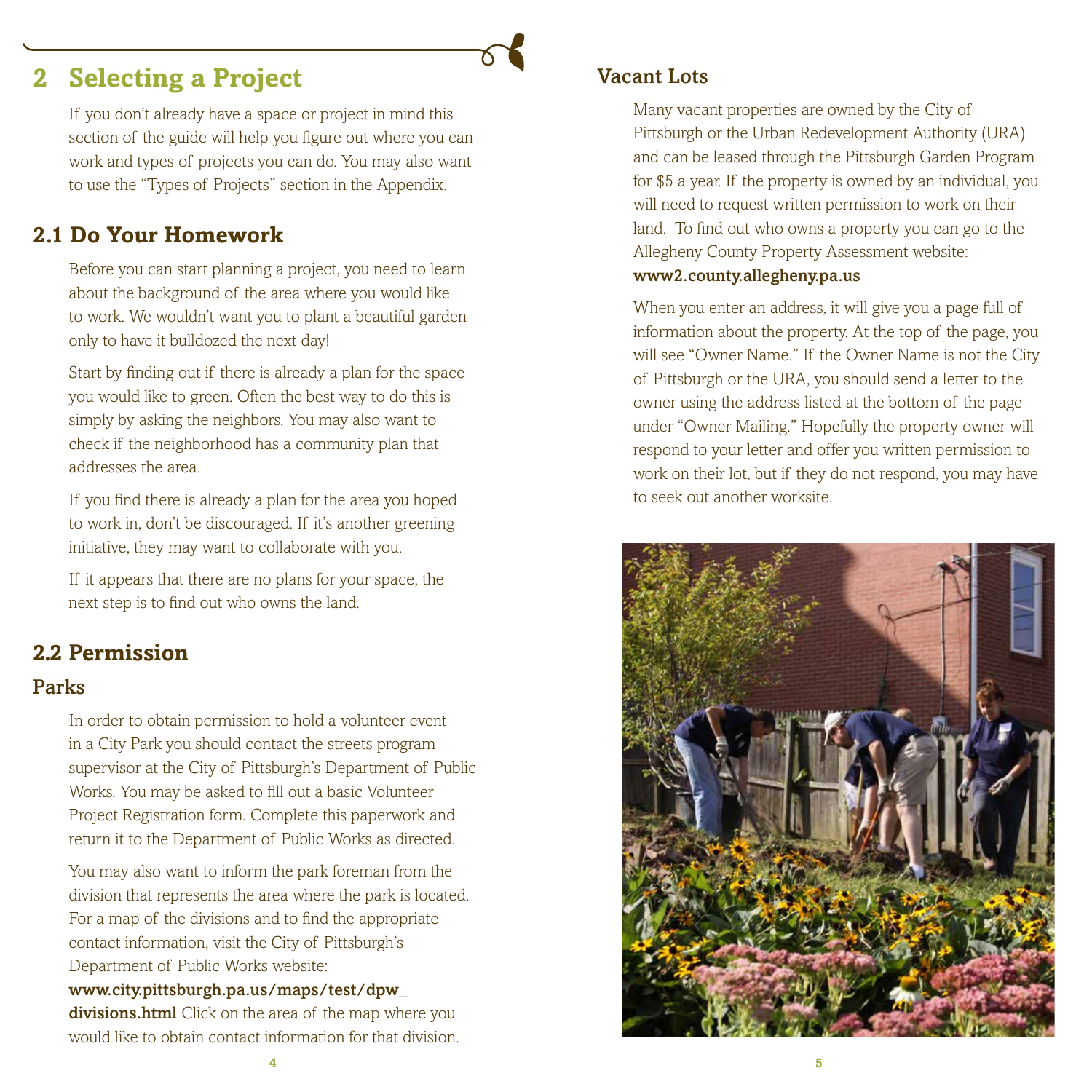# 2 Selecting a Project

If you don't already have a space or project in mind this section of the guide will help you figure out where you can work and types of projects you can do. You may also want to use the "Types of Projects" section in the Appendix.

## 2.1 Do Your Homework

Before you can start planning a project, you need to learn about the background of the area where you would like to work. We wouldn't want you to plant a beautiful garden only to have it bulldozed the next day!

Start by finding out if there is already a plan for the space you would like to green. Often the best way to do this is simply by asking the neighbors. You may also want to check if the neighborhood has a community plan that addresses the area.

If you find there is already a plan for the area you hoped to work in, don't be discouraged. If it's another greening initiative, they may want to collaborate with you.

If it appears that there are no plans for your space, the next step is to find out who owns the land.

## 2.2 Permission

### Parks

In order to obtain permission to hold a volunteer event in a City Park you should contact the streets program supervisor at the City of Pittsburgh's Department of Public Works. You may be asked to fill out a basic Volunteer Project Registration form. Complete this paperwork and return it to the Department of Public Works as directed.

You may also want to inform the park foreman from the division that represents the area where the park is located. For a map of the divisions and to find the appropriate contact information, visit the City of Pittsburgh's Department of Public Works website: **www.city.pittsburgh.pa.us/maps/test/dpw_divisions.html** Click on the area of the map where you would like to obtain contact information for that division.

### Vacant Lots

Many vacant properties are owned by the City of Pittsburgh or the Urban Redevelopment Authority (URA) and can be leased through the Pittsburgh Garden Program for $5 a year. If the property is owned by an individual, you will need to request written permission to work on their land. To find out who owns a property you can go to the Allegheny County Property Assessment website: **www2.county.allegheny.pa.us**

When you enter an address, it will give you a page full of information about the property. At the top of the page, you will see "Owner Name." If the Owner Name is not the City of Pittsburgh or the URA, you should send a letter to the owner using the address listed at the bottom of the page under "Owner Mailing." Hopefully the property owner will respond to your letter and offer you written permission to work on their lot, but if they do not respond, you may have to seek out another worksite.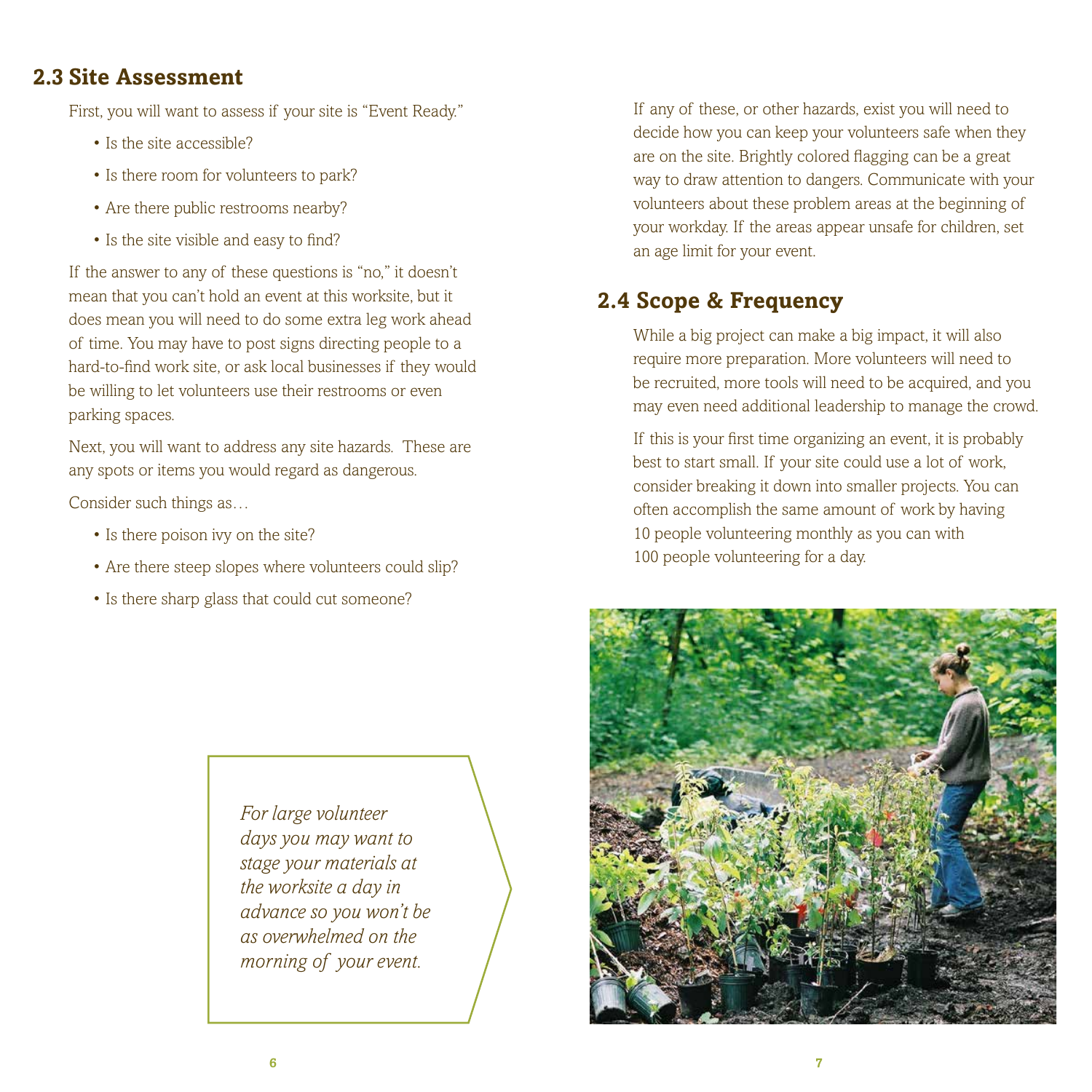## 2.3 Site Assessment

First, you will want to assess if your site is "Event Ready."

- Is the site accessible?
- Is there room for volunteers to park?
- Are there public restrooms nearby?
- Is the site visible and easy to find?

If the answer to any of these questions is "no," it doesn't mean that you can't hold an event at this worksite, but it does mean you will need to do some extra leg work ahead of time. You may have to post signs directing people to a hard-to-find work site, or ask local businesses if they would be willing to let volunteers use their restrooms or even parking spaces.

Next, you will want to address any site hazards. These are any spots or items you would regard as dangerous.

Consider such things as…

- Is there poison ivy on the site?
- Are there steep slopes where volunteers could slip?
- Is there sharp glass that could cut someone?

*For large volunteer days you may want to stage your materials at the worksite a day in advance so you won't be as overwhelmed on the morning of your event.*

If any of these, or other hazards, exist you will need to decide how you can keep your volunteers safe when they are on the site. Brightly colored flagging can be a great way to draw attention to dangers. Communicate with your volunteers about these problem areas at the beginning of your workday. If the areas appear unsafe for children, set an age limit for your event.

## 2.4 Scope & Frequency

While a big project can make a big impact, it will also require more preparation. More volunteers will need to be recruited, more tools will need to be acquired, and you may even need additional leadership to manage the crowd.

If this is your first time organizing an event, it is probably best to start small. If your site could use a lot of work, consider breaking it down into smaller projects. You can often accomplish the same amount of work by having 10 people volunteering monthly as you can with 100 people volunteering for a day.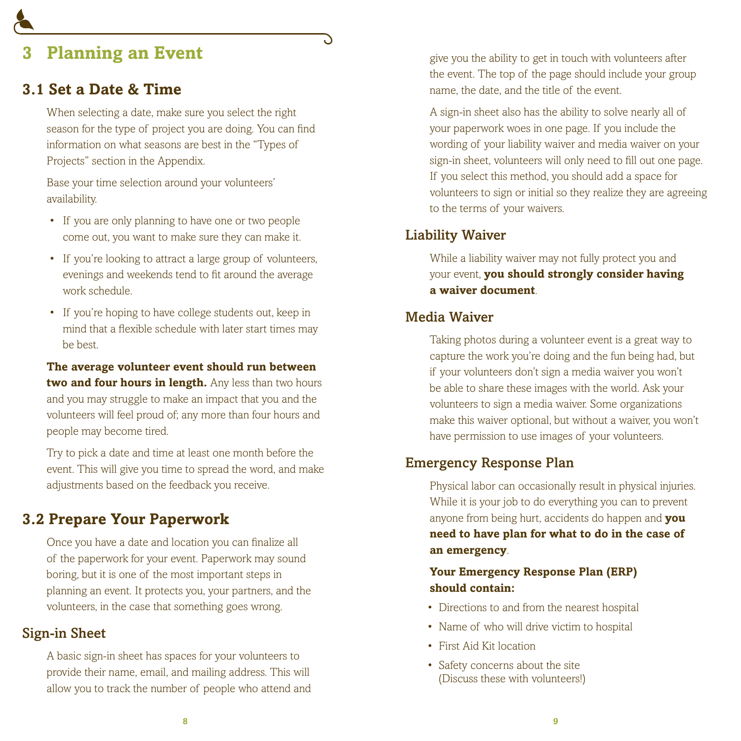# 3 Planning an Event

## 3.1 Set a Date & Time

When selecting a date, make sure you select the right season for the type of project you are doing. You can find information on what seasons are best in the "Types of Projects" section in the Appendix.

Base your time selection around your volunteers' availability.

- If you are only planning to have one or two people come out, you want to make sure they can make it.
- If you're looking to attract a large group of volunteers, evenings and weekends tend to fit around the average work schedule.
- If you're hoping to have college students out, keep in mind that a flexible schedule with later start times may be best.

**The average volunteer event should run between two and four hours in length.** Any less than two hours and you may struggle to make an impact that you and the volunteers will feel proud of; any more than four hours and people may become tired.

Try to pick a date and time at least one month before the event. This will give you time to spread the word, and make adjustments based on the feedback you receive.

## 3.2 Prepare Your Paperwork

Once you have a date and location you can finalize all of the paperwork for your event. Paperwork may sound boring, but it is one of the most important steps in planning an event. It protects you, your partners, and the volunteers, in the case that something goes wrong.

### Sign-in Sheet

A basic sign-in sheet has spaces for your volunteers to provide their name, email, and mailing address. This will allow you to track the number of people who attend and give you the ability to get in touch with volunteers after the event. The top of the page should include your group name, the date, and the title of the event.

A sign-in sheet also has the ability to solve nearly all of your paperwork woes in one page. If you include the wording of your liability waiver and media waiver on your sign-in sheet, volunteers will only need to fill out one page. If you select this method, you should add a space for volunteers to sign or initial so they realize they are agreeing to the terms of your waivers.

### Liability Waiver

While a liability waiver may not fully protect you and your event, **you should strongly consider having a waiver document**.

### Media Waiver

Taking photos during a volunteer event is a great way to capture the work you're doing and the fun being had, but if your volunteers don't sign a media waiver you won't be able to share these images with the world. Ask your volunteers to sign a media waiver. Some organizations make this waiver optional, but without a waiver, you won't have permission to use images of your volunteers.

### Emergency Response Plan

Physical labor can occasionally result in physical injuries. While it is your job to do everything you can to prevent anyone from being hurt, accidents do happen and **you need to have plan for what to do in the case of an emergency**.

**Your Emergency Response Plan (ERP) should contain:**

- Directions to and from the nearest hospital
- Name of who will drive victim to hospital
- First Aid Kit location
- Safety concerns about the site (Discuss these with volunteers!)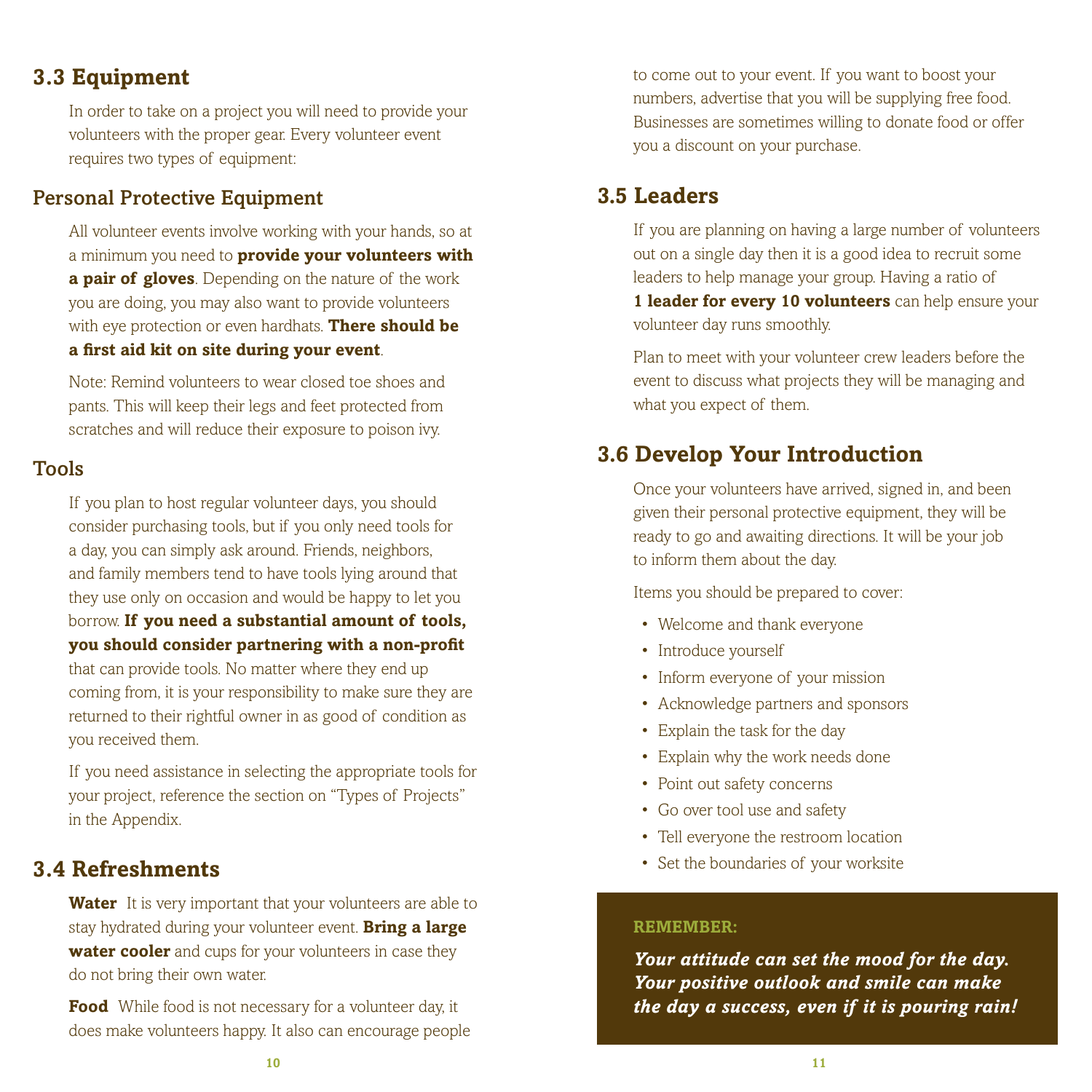## 3.3 Equipment

In order to take on a project you will need to provide your volunteers with the proper gear. Every volunteer event requires two types of equipment:

### Personal Protective Equipment

All volunteer events involve working with your hands, so at a minimum you need to **provide your volunteers with a pair of gloves**. Depending on the nature of the work you are doing, you may also want to provide volunteers with eye protection or even hardhats. **There should be a first aid kit on site during your event**.

Note: Remind volunteers to wear closed toe shoes and pants. This will keep their legs and feet protected from scratches and will reduce their exposure to poison ivy.

### Tools

If you plan to host regular volunteer days, you should consider purchasing tools, but if you only need tools for a day, you can simply ask around. Friends, neighbors, and family members tend to have tools lying around that they use only on occasion and would be happy to let you borrow. **If you need a substantial amount of tools, you should consider partnering with a non-profit** that can provide tools. No matter where they end up coming from, it is your responsibility to make sure they are returned to their rightful owner in as good of condition as you received them.

If you need assistance in selecting the appropriate tools for your project, reference the section on "Types of Projects" in the Appendix.

## 3.4 Refreshments

**Water** It is very important that your volunteers are able to stay hydrated during your volunteer event. **Bring a large water cooler** and cups for your volunteers in case they do not bring their own water.

**Food** While food is not necessary for a volunteer day, it does make volunteers happy. It also can encourage people to come out to your event. If you want to boost your numbers, advertise that you will be supplying free food. Businesses are sometimes willing to donate food or offer you a discount on your purchase.

## 3.5 Leaders

If you are planning on having a large number of volunteers out on a single day then it is a good idea to recruit some leaders to help manage your group. Having a ratio of **1 leader for every 10 volunteers** can help ensure your volunteer day runs smoothly.

Plan to meet with your volunteer crew leaders before the event to discuss what projects they will be managing and what you expect of them.

## 3.6 Develop Your Introduction

Once your volunteers have arrived, signed in, and been given their personal protective equipment, they will be ready to go and awaiting directions. It will be your job to inform them about the day.

Items you should be prepared to cover:

- Welcome and thank everyone
- Introduce yourself
- Inform everyone of your mission
- Acknowledge partners and sponsors
- Explain the task for the day
- Explain why the work needs done
- Point out safety concerns
- Go over tool use and safety
- Tell everyone the restroom location
- Set the boundaries of your worksite

**REMEMBER:**

***Your attitude can set the mood for the day. Your positive outlook and smile can make the day a success, even if it is pouring rain!***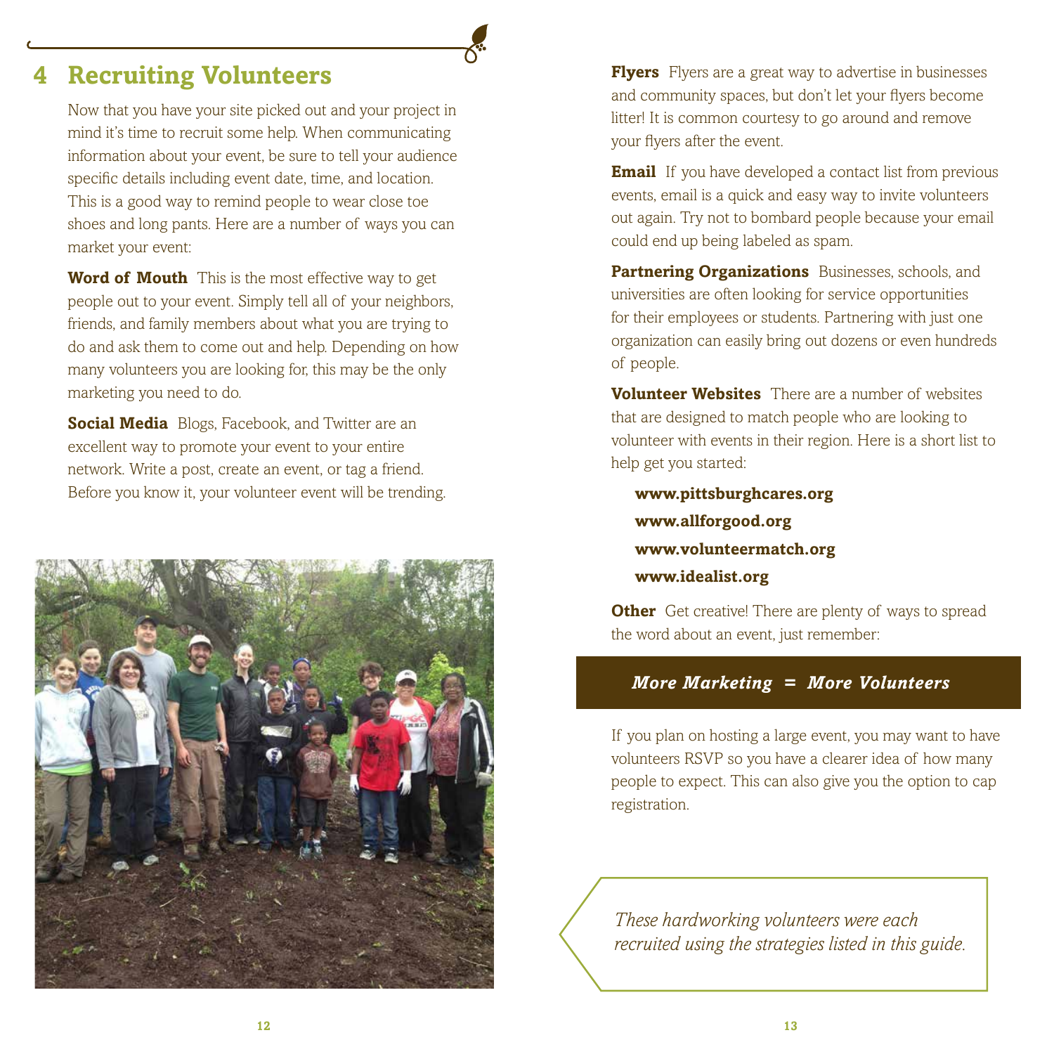## 4 Recruiting Volunteers

Now that you have your site picked out and your project in mind it's time to recruit some help. When communicating information about your event, be sure to tell your audience specific details including event date, time, and location. This is a good way to remind people to wear close toe shoes and long pants. Here are a number of ways you can market your event:

**Word of Mouth** This is the most effective way to get people out to your event. Simply tell all of your neighbors, friends, and family members about what you are trying to do and ask them to come out and help. Depending on how many volunteers you are looking for, this may be the only marketing you need to do.

**Social Media** Blogs, Facebook, and Twitter are an excellent way to promote your event to your entire network. Write a post, create an event, or tag a friend. Before you know it, your volunteer event will be trending.

**Flyers** Flyers are a great way to advertise in businesses and community spaces, but don't let your flyers become litter! It is common courtesy to go around and remove your flyers after the event.

**Email** If you have developed a contact list from previous events, email is a quick and easy way to invite volunteers out again. Try not to bombard people because your email could end up being labeled as spam.

**Partnering Organizations** Businesses, schools, and universities are often looking for service opportunities for their employees or students. Partnering with just one organization can easily bring out dozens or even hundreds of people.

**Volunteer Websites** There are a number of websites that are designed to match people who are looking to volunteer with events in their region. Here is a short list to help get you started:

**www.pittsburghcares.org**
**www.allforgood.org**
**www.volunteermatch.org**
**www.idealist.org**

**Other** Get creative! There are plenty of ways to spread the word about an event, just remember:

***More Marketing = More Volunteers***

If you plan on hosting a large event, you may want to have volunteers RSVP so you have a clearer idea of how many people to expect. This can also give you the option to cap registration.

*These hardworking volunteers were each recruited using the strategies listed in this guide.*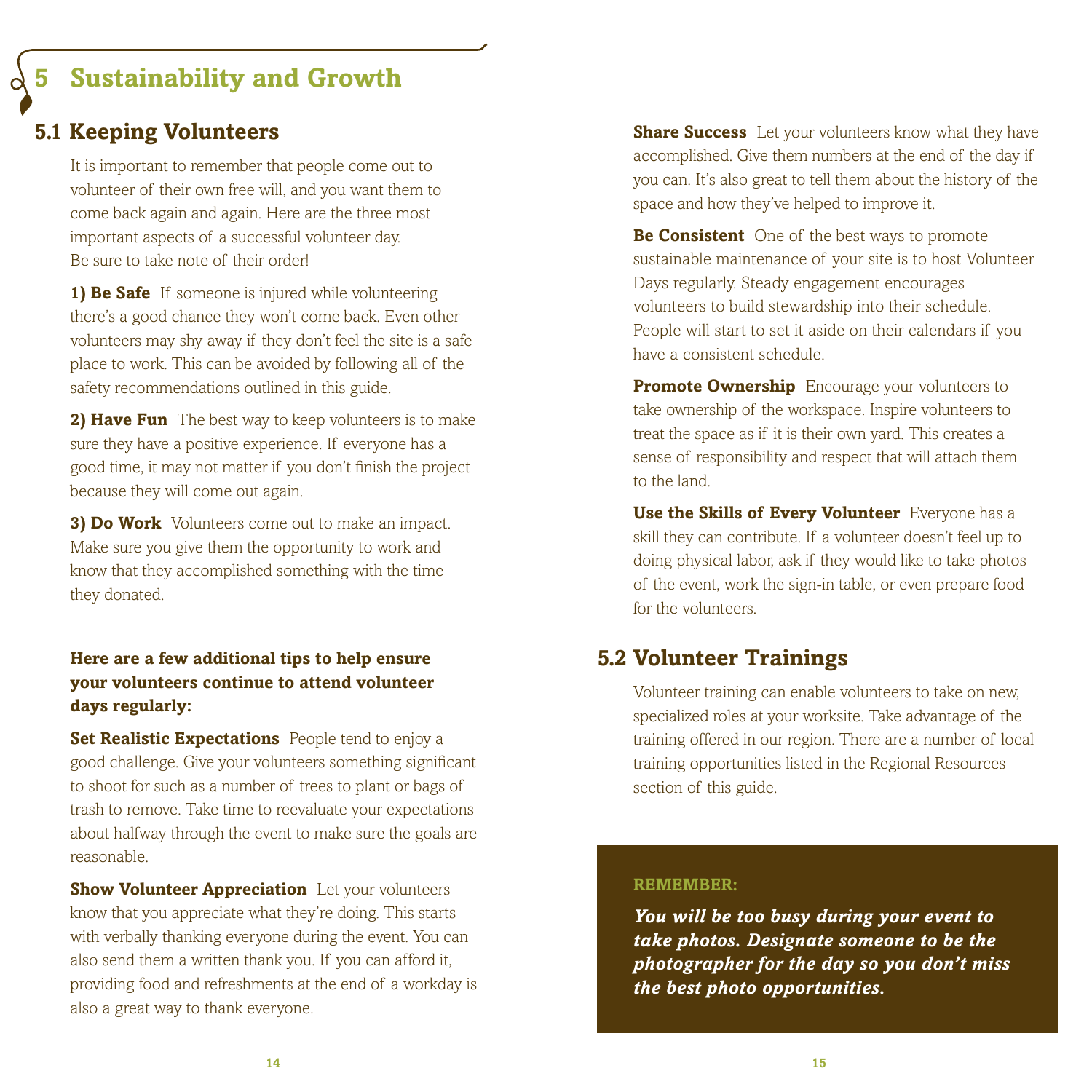# 5 Sustainability and Growth

## 5.1 Keeping Volunteers

It is important to remember that people come out to volunteer of their own free will, and you want them to come back again and again. Here are the three most important aspects of a successful volunteer day. Be sure to take note of their order!

**1) Be Safe** If someone is injured while volunteering there's a good chance they won't come back. Even other volunteers may shy away if they don't feel the site is a safe place to work. This can be avoided by following all of the safety recommendations outlined in this guide.

**2) Have Fun** The best way to keep volunteers is to make sure they have a positive experience. If everyone has a good time, it may not matter if you don't finish the project because they will come out again.

**3) Do Work** Volunteers come out to make an impact. Make sure you give them the opportunity to work and know that they accomplished something with the time they donated.

**Here are a few additional tips to help ensure your volunteers continue to attend volunteer days regularly:**

**Set Realistic Expectations** People tend to enjoy a good challenge. Give your volunteers something significant to shoot for such as a number of trees to plant or bags of trash to remove. Take time to reevaluate your expectations about halfway through the event to make sure the goals are reasonable.

**Show Volunteer Appreciation** Let your volunteers know that you appreciate what they're doing. This starts with verbally thanking everyone during the event. You can also send them a written thank you. If you can afford it, providing food and refreshments at the end of a workday is also a great way to thank everyone.

**Share Success** Let your volunteers know what they have accomplished. Give them numbers at the end of the day if you can. It's also great to tell them about the history of the space and how they've helped to improve it.

**Be Consistent** One of the best ways to promote sustainable maintenance of your site is to host Volunteer Days regularly. Steady engagement encourages volunteers to build stewardship into their schedule. People will start to set it aside on their calendars if you have a consistent schedule.

**Promote Ownership** Encourage your volunteers to take ownership of the workspace. Inspire volunteers to treat the space as if it is their own yard. This creates a sense of responsibility and respect that will attach them to the land.

**Use the Skills of Every Volunteer** Everyone has a skill they can contribute. If a volunteer doesn't feel up to doing physical labor, ask if they would like to take photos of the event, work the sign-in table, or even prepare food for the volunteers.

## 5.2 Volunteer Trainings

Volunteer training can enable volunteers to take on new, specialized roles at your worksite. Take advantage of the training offered in our region. There are a number of local training opportunities listed in the Regional Resources section of this guide.

**REMEMBER:**

***You will be too busy during your event to take photos. Designate someone to be the photographer for the day so you don't miss the best photo opportunities.***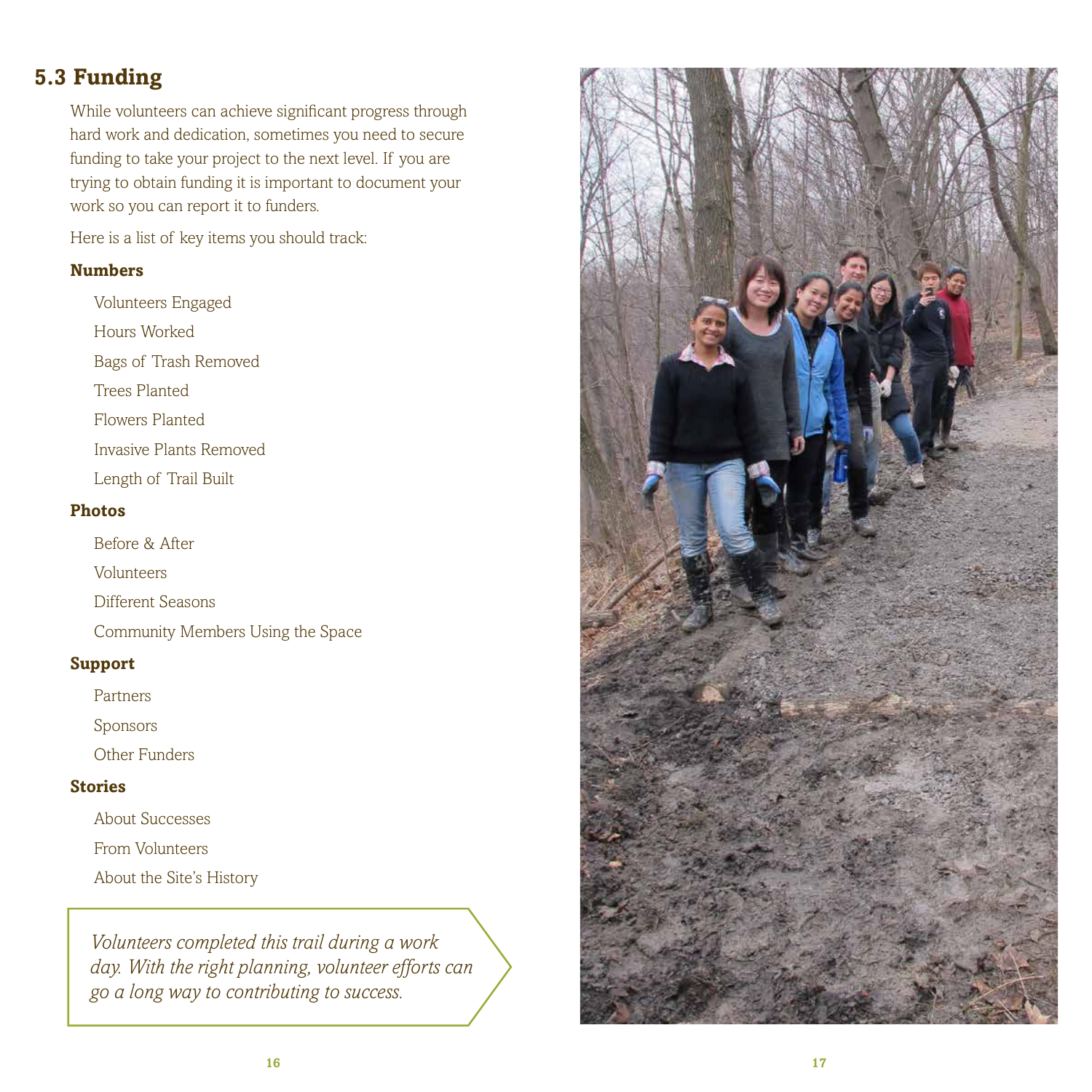## 5.3 Funding

While volunteers can achieve significant progress through hard work and dedication, sometimes you need to secure funding to take your project to the next level. If you are trying to obtain funding it is important to document your work so you can report it to funders.

Here is a list of key items you should track:

**Numbers**

- Volunteers Engaged
- Hours Worked
- Bags of Trash Removed
- Trees Planted
- Flowers Planted
- Invasive Plants Removed
- Length of Trail Built

**Photos**

- Before & After
- Volunteers
- Different Seasons
- Community Members Using the Space

**Support**

- Partners
- Sponsors
- Other Funders

**Stories**

- About Successes
- From Volunteers
- About the Site's History

*Volunteers completed this trail during a work day. With the right planning, volunteer efforts can go a long way to contributing to success.*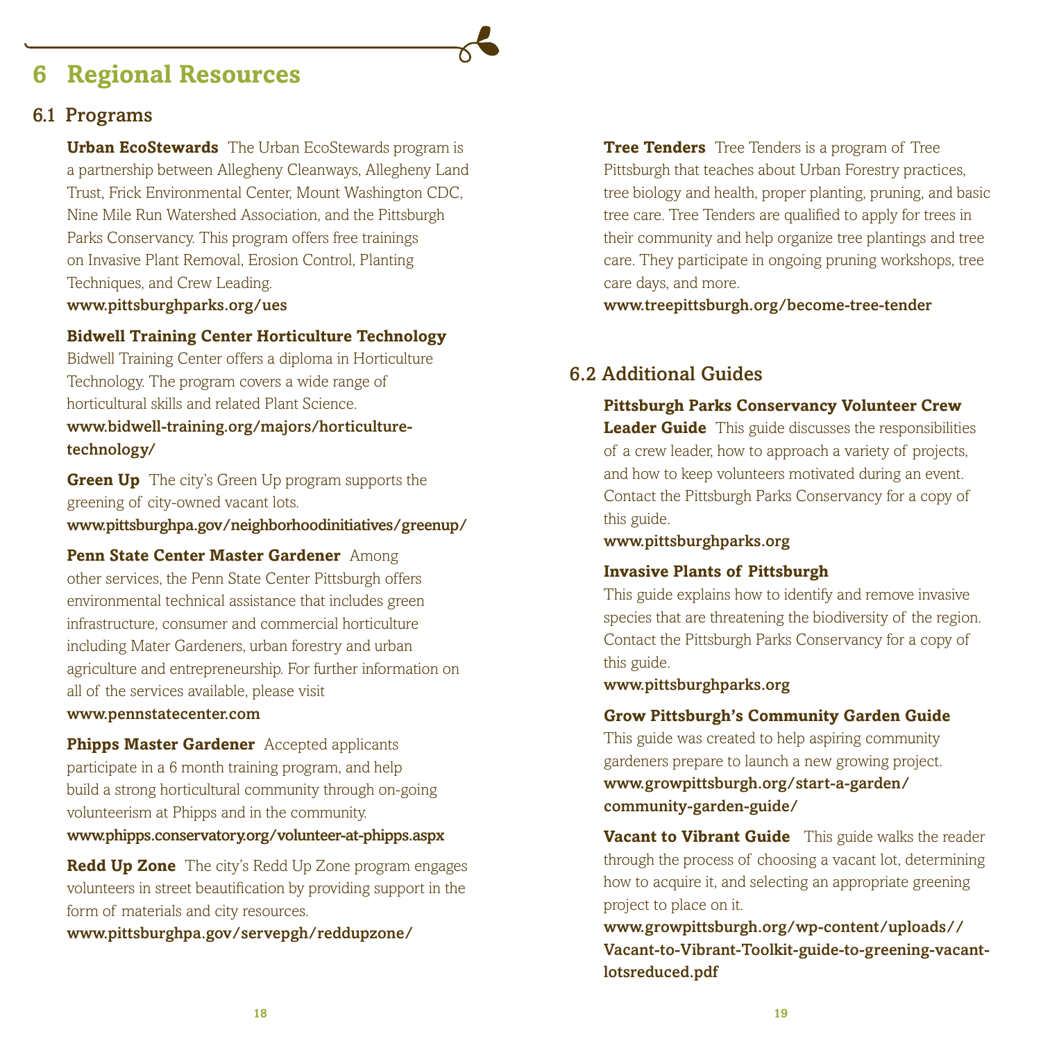# 6 Regional Resources

## 6.1 Programs

**Urban EcoStewards** The Urban EcoStewards program is a partnership between Allegheny Cleanways, Allegheny Land Trust, Frick Environmental Center, Mount Washington CDC, Nine Mile Run Watershed Association, and the Pittsburgh Parks Conservancy. This program offers free trainings on Invasive Plant Removal, Erosion Control, Planting Techniques, and Crew Leading.
**www.pittsburghparks.org/ues**

**Bidwell Training Center Horticulture Technology**
Bidwell Training Center offers a diploma in Horticulture Technology. The program covers a wide range of horticultural skills and related Plant Science.
**www.bidwell-training.org/majors/horticulture-technology/**

**Green Up** The city's Green Up program supports the greening of city-owned vacant lots.
**www.pittsburghpa.gov/neighborhoodinitiatives/greenup/**

**Penn State Center Master Gardener** Among other services, the Penn State Center Pittsburgh offers environmental technical assistance that includes green infrastructure, consumer and commercial horticulture including Mater Gardeners, urban forestry and urban agriculture and entrepreneurship. For further information on all of the services available, please visit
**www.pennstatecenter.com**

**Phipps Master Gardener** Accepted applicants participate in a 6 month training program, and help build a strong horticultural community through on-going volunteerism at Phipps and in the community.
**www.phipps.conservatory.org/volunteer-at-phipps.aspx**

**Redd Up Zone** The city's Redd Up Zone program engages volunteers in street beautification by providing support in the form of materials and city resources.
**www.pittsburghpa.gov/servepgh/reddupzone/**

**Tree Tenders** Tree Tenders is a program of Tree Pittsburgh that teaches about Urban Forestry practices, tree biology and health, proper planting, pruning, and basic tree care. Tree Tenders are qualified to apply for trees in their community and help organize tree plantings and tree care. They participate in ongoing pruning workshops, tree care days, and more.
**www.treepittsburgh.org/become-tree-tender**

## 6.2 Additional Guides

**Pittsburgh Parks Conservancy Volunteer Crew Leader Guide** This guide discusses the responsibilities of a crew leader, how to approach a variety of projects, and how to keep volunteers motivated during an event. Contact the Pittsburgh Parks Conservancy for a copy of this guide.
**www.pittsburghparks.org**

**Invasive Plants of Pittsburgh**
This guide explains how to identify and remove invasive species that are threatening the biodiversity of the region. Contact the Pittsburgh Parks Conservancy for a copy of this guide.
**www.pittsburghparks.org**

**Grow Pittsburgh's Community Garden Guide**
This guide was created to help aspiring community gardeners prepare to launch a new growing project.
**www.growpittsburgh.org/start-a-garden/community-garden-guide/**

**Vacant to Vibrant Guide** This guide walks the reader through the process of choosing a vacant lot, determining how to acquire it, and selecting an appropriate greening project to place on it.
**www.growpittsburgh.org/wp-content/uploads//Vacant-to-Vibrant-Toolkit-guide-to-greening-vacant-lotsreduced.pdf**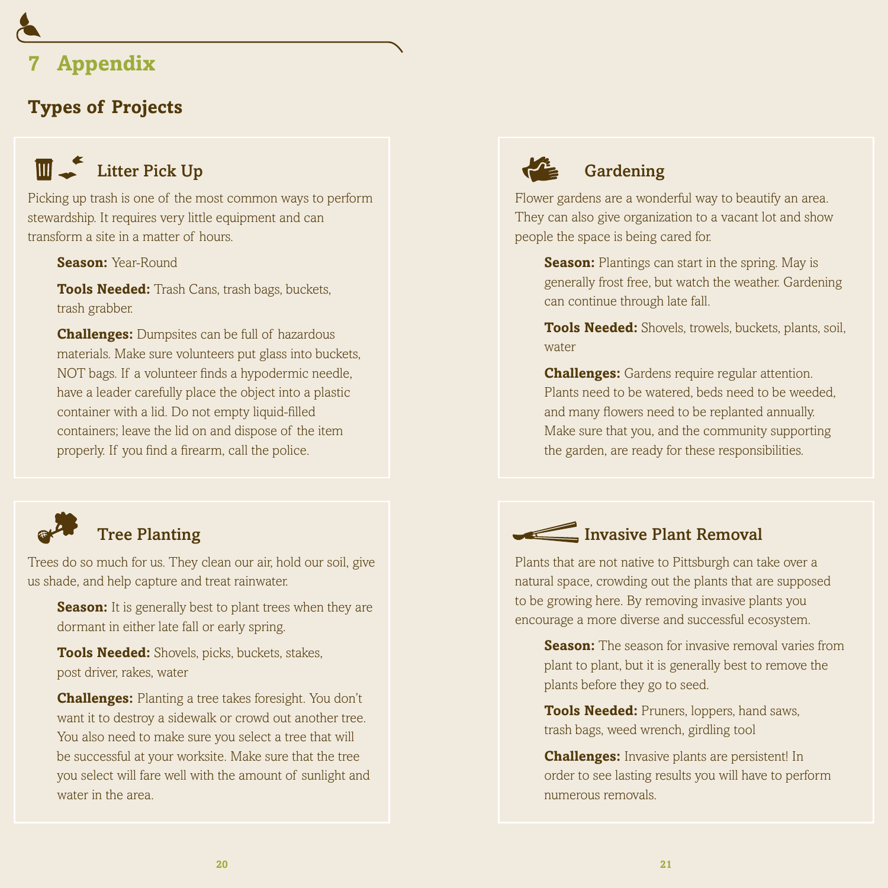# 7 Appendix

## Types of Projects

### Litter Pick Up

Picking up trash is one of the most common ways to perform stewardship. It requires very little equipment and can transform a site in a matter of hours.

**Season:** Year-Round

**Tools Needed:** Trash Cans, trash bags, buckets, trash grabber.

**Challenges:** Dumpsites can be full of hazardous materials. Make sure volunteers put glass into buckets, NOT bags. If a volunteer finds a hypodermic needle, have a leader carefully place the object into a plastic container with a lid. Do not empty liquid-filled containers; leave the lid on and dispose of the item properly. If you find a firearm, call the police.

### Tree Planting

Trees do so much for us. They clean our air, hold our soil, give us shade, and help capture and treat rainwater.

**Season:** It is generally best to plant trees when they are dormant in either late fall or early spring.

**Tools Needed:** Shovels, picks, buckets, stakes, post driver, rakes, water

**Challenges:** Planting a tree takes foresight. You don't want it to destroy a sidewalk or crowd out another tree. You also need to make sure you select a tree that will be successful at your worksite. Make sure that the tree you select will fare well with the amount of sunlight and water in the area.

### Gardening

Flower gardens are a wonderful way to beautify an area. They can also give organization to a vacant lot and show people the space is being cared for.

**Season:** Plantings can start in the spring. May is generally frost free, but watch the weather. Gardening can continue through late fall.

**Tools Needed:** Shovels, trowels, buckets, plants, soil, water

**Challenges:** Gardens require regular attention. Plants need to be watered, beds need to be weeded, and many flowers need to be replanted annually. Make sure that you, and the community supporting the garden, are ready for these responsibilities.

### Invasive Plant Removal

Plants that are not native to Pittsburgh can take over a natural space, crowding out the plants that are supposed to be growing here. By removing invasive plants you encourage a more diverse and successful ecosystem.

**Season:** The season for invasive removal varies from plant to plant, but it is generally best to remove the plants before they go to seed.

**Tools Needed:** Pruners, loppers, hand saws, trash bags, weed wrench, girdling tool

**Challenges:** Invasive plants are persistent! In order to see lasting results you will have to perform numerous removals.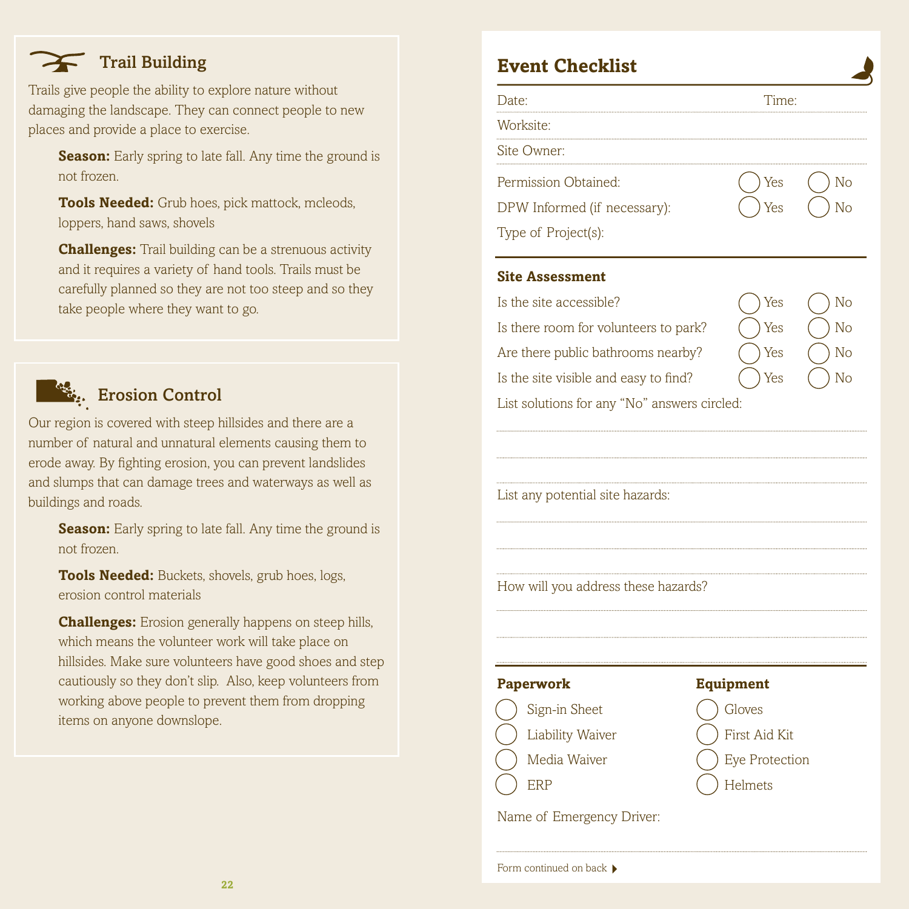## Trail Building

Trails give people the ability to explore nature without damaging the landscape. They can connect people to new places and provide a place to exercise.

**Season:** Early spring to late fall. Any time the ground is not frozen.

**Tools Needed:** Grub hoes, pick mattock, mcleods, loppers, hand saws, shovels

**Challenges:** Trail building can be a strenuous activity and it requires a variety of hand tools. Trails must be carefully planned so they are not too steep and so they take people where they want to go.

## Erosion Control

Our region is covered with steep hillsides and there are a number of natural and unnatural elements causing them to erode away. By fighting erosion, you can prevent landslides and slumps that can damage trees and waterways as well as buildings and roads.

**Season:** Early spring to late fall. Any time the ground is not frozen.

**Tools Needed:** Buckets, shovels, grub hoes, logs, erosion control materials

**Challenges:** Erosion generally happens on steep hills, which means the volunteer work will take place on hillsides. Make sure volunteers have good shoes and step cautiously so they don't slip. Also, keep volunteers from working above people to prevent them from dropping items on anyone downslope.

## Event Checklist

Date: __________ Time: __________

Worksite: __________

Site Owner: __________

Permission Obtained: ○ Yes ○ No

DPW Informed (if necessary): ○ Yes ○ No

Type of Project(s):

### Site Assessment

Is the site accessible? ○ Yes ○ No

Is there room for volunteers to park? ○ Yes ○ No

Are there public bathrooms nearby? ○ Yes ○ No

Is the site visible and easy to find? ○ Yes ○ No

List solutions for any "No" answers circled:

__________

__________

__________

List any potential site hazards:

__________

__________

__________

How will you address these hazards?

__________

__________

__________

### Paperwork

- ○ Sign-in Sheet
- ○ Liability Waiver
- ○ Media Waiver
- ○ ERP

### Equipment

- ○ Gloves
- ○ First Aid Kit
- ○ Eye Protection
- ○ Helmets

Name of Emergency Driver:

__________

Form continued on back ▸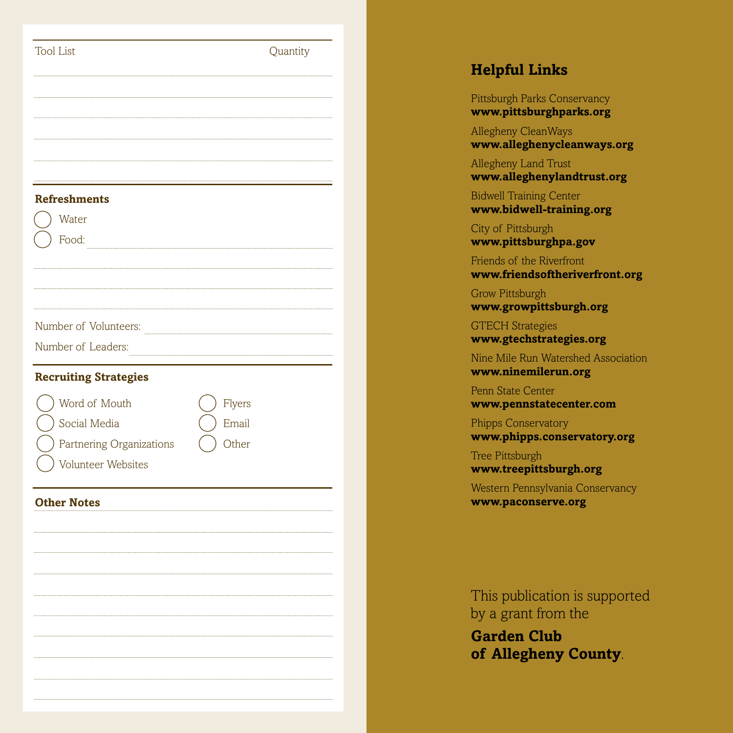| Tool List | Quantity |
| --- | --- |
| | |
| | |
| | |
| | |
| | |

**Refreshments**

- ◯ Water
- ◯ Food: ______________________

Number of Volunteers: ______________________

Number of Leaders: ______________________

**Recruiting Strategies**

- ◯ Word of Mouth
- ◯ Social Media
- ◯ Partnering Organizations
- ◯ Volunteer Websites
- ◯ Flyers
- ◯ Email
- ◯ Other

**Other Notes**

## Helpful Links

Pittsburgh Parks Conservancy
**www.pittsburghparks.org**

Allegheny CleanWays
**www.alleghenycleanways.org**

Allegheny Land Trust
**www.alleghenylandtrust.org**

Bidwell Training Center
**www.bidwell-training.org**

City of Pittsburgh
**www.pittsburghpa.gov**

Friends of the Riverfront
**www.friendsoftheriverfront.org**

Grow Pittsburgh
**www.growpittsburgh.org**

GTECH Strategies
**www.gtechstrategies.org**

Nine Mile Run Watershed Association
**www.ninemilerun.org**

Penn State Center
**www.pennstatecenter.com**

Phipps Conservatory
**www.phipps.conservatory.org**

Tree Pittsburgh
**www.treepittsburgh.org**

Western Pennsylvania Conservancy
**www.paconserve.org**

This publication is supported by a grant from the

**Garden Club of Allegheny County**.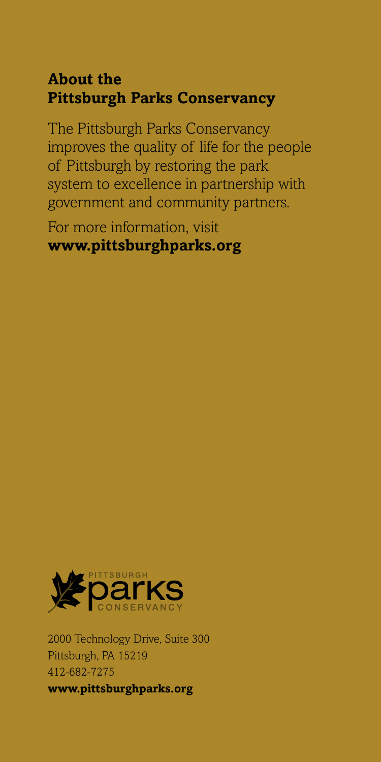## About the Pittsburgh Parks Conservancy

The Pittsburgh Parks Conservancy improves the quality of life for the people of Pittsburgh by restoring the park system to excellence in partnership with government and community partners.

For more information, visit **www.pittsburghparks.org**

PITTSBURGH parks CONSERVANCY

2000 Technology Drive, Suite 300
Pittsburgh, PA 15219
412-682-7275
**www.pittsburghparks.org**